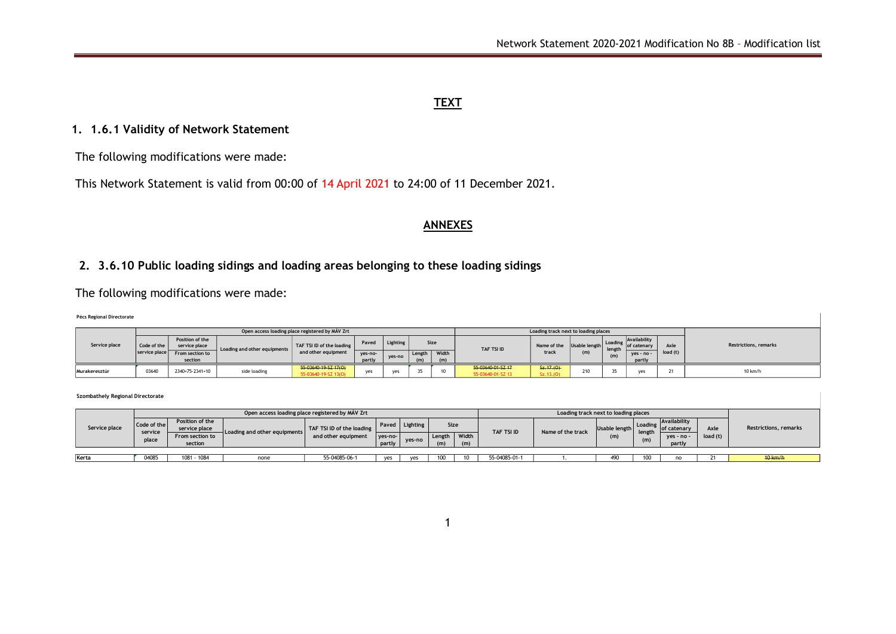# TEXT

## 1. 1.6.1 Validity of Network Statement

The following modifications were made:

This Network Statement is valid from 00:00 of 14 April 2021 to 24:00 of 11 December 2021.

# ANNEXES

## 2. 3.6.10 Public loading sidings and loading areas belonging to these loading sidings

The following modifications were made:

**Pécs Regional Directorate**

| Service place | Open access loading place registered by MÁV Zrt | | | | | | | | Loading track next to loading places | | | | | | | Restrictions, remarks |
|---|---|---|---|---|---|---|---|---|---|---|---|---|---|---|---|---|
| | Code of the service place | Position of the service place<br>From section to section | Loading and other equipments | TAF TSI ID of the loading and other equipment | Paved<br>yes-no-partly | Lighting<br>yes-no | Size<br>Length (m) | Size<br>Width (m) | TAF TSI ID | Name of the track | Usable length (m) | Loading length (m) | Availability of catenary<br>yes - no - partly | Axle load (t) | | |
| Murakeresztúr | 03640 | 2340+75-2341+10 | side loading | ~~55-03640-19-SZ 17(O)~~<br>55-03640-19-SZ 13(O) | yes | yes | 35 | 10 | ~~55-03640-01-SZ 17~~<br>55-03640-01-SZ 13 | ~~Sz.17.(O)~~<br>Sz.13.(O) | 210 | 35 | yes | 21 | | 10 km/h |

**Szombathely Regional Directorate**

| Service place | Open access loading place registered by MÁV Zrt | | | | | | | | Loading track next to loading places | | | | | | | Restrictions, remarks |
|---|---|---|---|---|---|---|---|---|---|---|---|---|---|---|---|---|
| | Code of the service place | Position of the service place<br>From section to section | Loading and other equipments | TAF TSI ID of the loading and other equipment | Paved<br>yes-no-partly | Lighting<br>yes-no | Size<br>Length (m) | Size<br>Width (m) | TAF TSI ID | Name of the track | Usable length (m) | Loading length (m) | Availability of catenary<br>yes - no - partly | Axle load (t) | | |
| Kerta | 04085 | 1081 - 1084 | none | 55-04085-06-1 | yes | yes | 100 | 10 | 55-04085-01-1 | 1. | 490 | 100 | no | 21 | | ~~10 km/h~~ |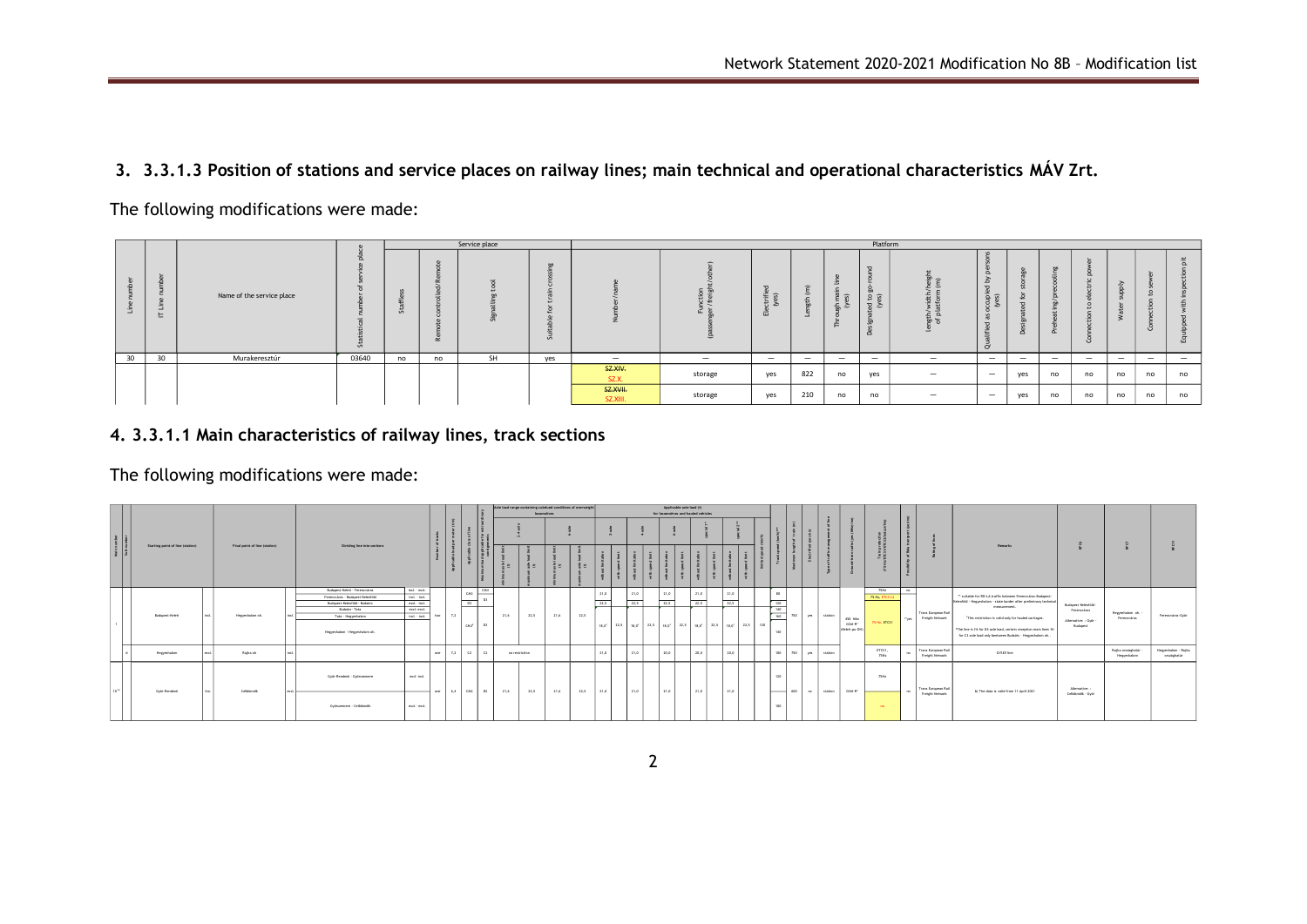## 3. 3.3.1.3 Position of stations and service places on railway lines; main technical and operational characteristics MÁV Zrt.

The following modifications were made:

| Line number | IT Line number | Name of the service place | Statistical number of service place | Service place | | | | Platform | | | | | | | | | | | | | | |
|---|---|---|---|---|---|---|---|---|---|---|---|---|---|---|---|---|---|---|---|---|---|---|
| | | | | Staffless | Remote controlled/Remote | Signalling tool | Suitable for train crossing | Number/name | Function (passenger/freight/other) | Electrified (yes) | Length (m) | Through main line (yes) | Designated to go-round (yes) | Length/width/height of platform (m) | Qualified as occupied by persons (yes) | Designated for storage | Preheating/precooling | Connection to electric power | Water supply | Connection to sewer | Equipped with inspection pit |
| 30 | 30 | Murakeresztúr | 03640 | no | no | SH | yes | — | — | — | — | — | — | — | — | — | — | — | — | — | — |
| | | | | | | | | SZ.XIV. SZ.X. | storage | yes | 822 | no | yes | — | — | yes | no | no | no | no | no |
| | | | | | | | | SZ.XVII. SZ.XIII. | storage | yes | 210 | no | no | — | — | yes | no | no | no | no | no |

## 4. 3.3.1.1 Main characteristics of railway lines, track sections

The following modifications were made:

| Line number | Sub-number | Starting point of line (station) | | Final point of line (station) | | Dividing line into sections | | Number of tracks | Applicable axle meter (t/m) | Applicable class of line | Minimal load applicable for extraordinary consignments | Axle load range containing subsidized conditions of overweight locomotives | | | | Applicable axle load (t) for locomotives and hauled vehicles | | | | | | | | | | | Limited speed (km/h) | Track speed (km/h) | Maximum length of train (m) | Electrified | Type of traffic arrangement of line | Ground-train radio | Train protection | Possibility of Ro-La | Rail freight corridor | Remarks | RFC | RFC | RFC |
|---|---|---|---|---|---|---|---|---|---|---|---|---|---|---|---|---|---|---|---|---|---|---|---|---|---|---|---|---|---|---|---|---|---|---|---|---|---|---|---|
| 1 | | Budapest-Keleti | incl. | Hegyeshalom oh. | incl. | Budapest-Keleti - Ferencváros | incl. - incl. | two | 7,2 | CM1 | CM2 | 21,6 | 22,5 | 21,6 | 22,5 | 21,0 | 21,0 | 21,0 | 21,0 | 21,0 | | | | 80 | 750 | yes | station | 450 MHz GSM-R* (MAV-px-DH) | 70Hz; 75 Hz, ETCS L2; 75 Hz, ETCS1 | no | Trans European Rail Freight Network | ** suitable for RO-LA traffic between Ferencváros-Budapest-Kelenföld - Hegyeshalom - state border after preliminary technical measurement. *This restriction is valid only for loaded carriages. *The line is fit for D4 axle load, certain exception main lines fit for E3 axle load only between Budapest - Hegyeshalom oh. | Budapest-Kelenföld - Ferencváros; Alternative: - Győr - Budapest | Hegyeshalom oh. - Ferencváros | Ferencváros-Győr |
| | | | | | | Ferencváros - Budapest-Kelenföld | incl. - incl. | | | D3 | B3 | | | | | 22,5 | 22,5 | 22,5 | 22,5 | 22,5 | | | | 120 | | | | | | | | | | | |
| | | | | | | Budapest-Kelenföld - Biatorbágy | excl. - incl. | | | | | | | | | | | | | | | | | 140 | | | | | | | | | | | |
| | | | | | | Biatorbágy - Tata | excl.-excl. | | | CM2* | B3 | | | | | 18,0* | 22,5 | 18,0* | 22,5 | 18,0* | 22,5 | 18,0* | 22,5 | 160 | | | | | | | | | | | |
| | | | | | | Tata - Hegyeshalom | incl. - incl. | | | | | | | | | | | | | | | | | 140 | | | | | | | | | | | |
| | | | | | | Hegyeshalom - Hegyeshalom oh. | | | | | | | | | | | | | | | | | | | | | | | | | | | | | |
| | d | Hegyeshalom | excl. | Rajka oh | incl. | | | one | 7,2 | C2 | C2 | no restriction | | | | 21,0 | 21,0 | 20,0 | 20,0 | 20,0 | | | | 100 | 750 | yes | station | | ETCS1; 75Hz | no | Trans European Rail Freight Network | EVIEF line | | Rajka országhatár - Hegyeshalom | Hegyeshalom - Rajka országhatár |
| 10 | | Győr-Rendező | h.o. | Celldömölk | excl. | Győr-Rendező - Győrszemere | excl. incl. | one | 6,4 | CM2 | B2 | 21,6 | 22,5 | 21,6 | 22,5 | 21,0 | 21,0 | 21,0 | 21,0 | 21,0 | | | | 120 | 600 | no | station | GSM-R* | 70Hz; no | no | Trans European Rail Freight Network | b) The data is valid from 11 April 2021 | Alternative: - Celldömölk - Győr | | |
| | | | | | | Győrszemere - Celldömölk | excl. - excl. | | | | | | | | | | | | | | | | | 100 | | | | | | | | | | | |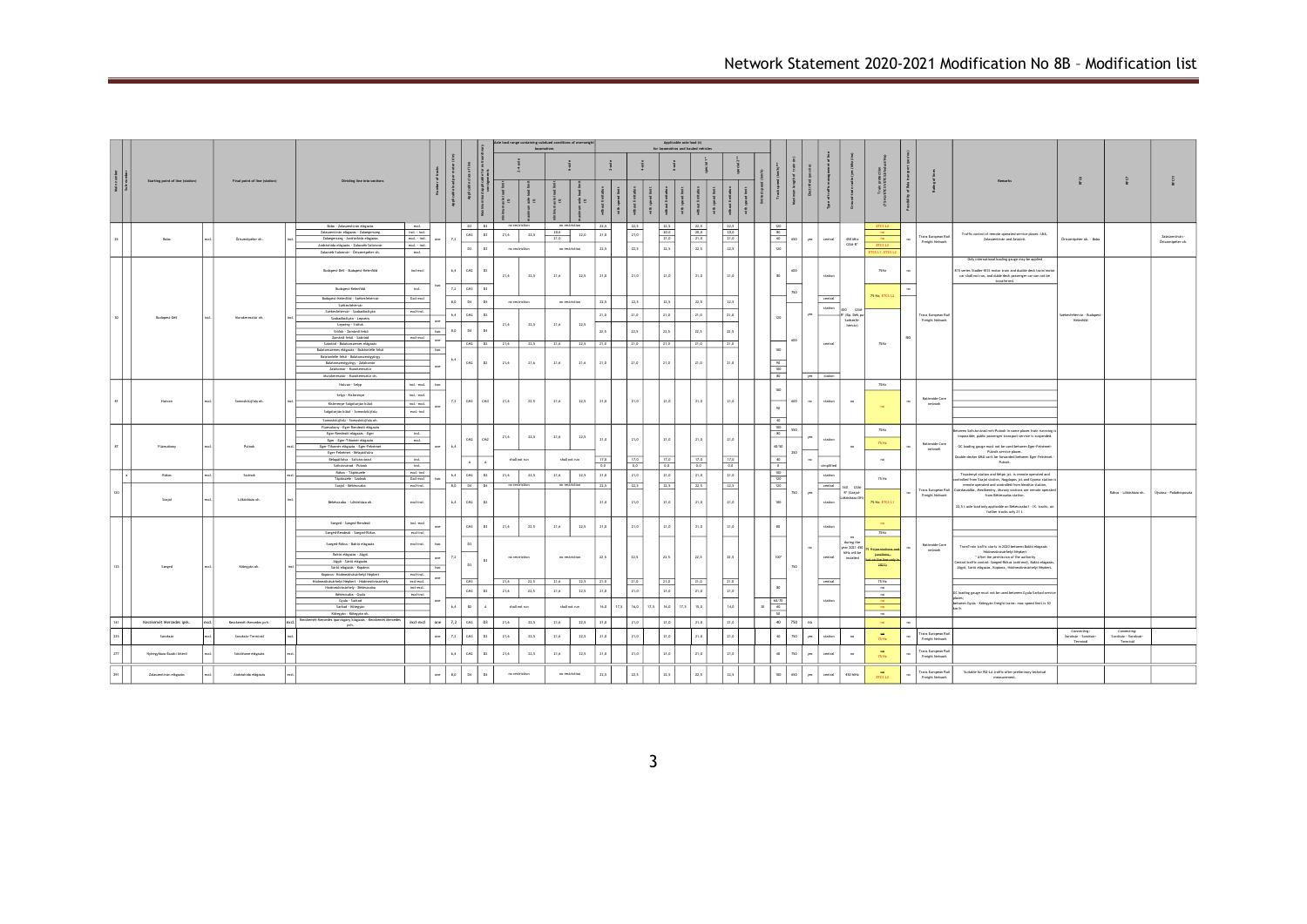| Line number | Sub number | Starting point of line (station) | | Final point of line (station) | | Dividing line intersections | | Number of tracks | Applicable loading gauge (cm) | Applicable axle load class | Maximum applicable axle load | Axle load: 4 axle | | 6 axle | | 7 axle | 4 axle | 6 axle | special | special | Track speed (km/h) | Maximum length of train (m) | Electrified | Type of traffic management | Ground train radio | Train protection | Possibility of | Rating of lines | Remarks | RFC 6 | RFC 7 | RFC 11 |
|---|---|---|---|---|---|---|---|---|---|---|---|---|---|---|---|---|---|---|---|---|---|---|---|---|---|---|---|---|---|---|---|---|
| 25 | | Boba | excl. | Őriszentpéter oh. | incl. | Boba – Zalaszentiván elágazás | excl. | one | 7,2 | D4 | D4 | no restriction | | no restriction | | 22,5 | 22,5 | 22,5 | 22,5 | 22,5 | 120 | 650 | yes | central | 850 MHz GSM-R | ETCS L2 | no | Trans European Rail Freight Network | Traffic control of remote operated service places: Ukk, Zalaszentiván and Zalalövő. | Őriszentpéter oh. - Boba | | Zalaszentiván - Őriszentpéter oh. |
| | | | | | | Zalaszentiván elágazás – Zalaegerszeg | incl. - incl. | | | C4K4 | D2 | 21,6 | 22,5 | 20,0 / 21,0 | 22,0 | 21,0 | 21,0 | 20,0 / 21,0 | 20,0 / 21,0 | | 80 | | | | | no | | | | | | |
| | | | | | | Zalaegerszeg – Andráshida elágazás | excl. - incl. | | | | | | | | | | | | | | 60 | | | | | ETCS L2 | | | | | | |
| | | | | | | Andráshida elágazás – Zalaszentiván | excl. - incl. | | | D4 | D4 | no restriction | | no restriction | | 22,5 | 22,5 | 22,5 | 22,5 | | 120 | | | | | ETCS L1, ETCS L2 | | | | | | |
| | | | | | | Zalalövő-Salomvár – Őriszentpéter oh. | excl. | | | | | | | | | | | | | | | | | | | | | | | | | |
| 30 | | Budapest-Déli | incl. | Murakeresztúr oh. | incl. | Budapest-Déli – Budapest-Kelenföld | incl.-incl. | two | 6,4 | C4K4 | D2 | 21,6 | 22,5 | 21,6 | 22,5 | 21,0 | 21,0 | 21,0 | 21,0 | | 80 | 600 | yes | station | | 75Hz | no | Trans European Rail Freight Network | Only international loading gauge may be applied. V73 series Stadler V63 motor train and double deck train/motor car shuttle trains, and double-deck passenger car can not be transferred. | Székesfehérvár - Budapest-Kelenföld | | |
| | | | | | | Budapest-Kelenföld | incl. | | 7,2 | C4K4 | D2 | | | | | | | | | | | 750 | | | | | no | | | | | |
| | | | | | | Budapest-Kelenföld – Székesfehérvár | Excl-excl. | | 8,0 | D4 | D4 | no restriction | | no restriction | | 22,5 | 22,5 | 22,5 | 22,5 | | | | | central | | 75 Hz, ETCS L2 | | | | | | |
| | | | | | | Székesfehérvár | | | | | | | | | | | | | | | | | | station | 850 GSM-R (Gy. Déli pu - Székesfehérvár) | | | | | | | |
| | | | | | | Székesfehérvár – Szabadbattyán | excl-incl. | | 6,4 | C4K4 | D2 | | | | | 21,0 | 21,0 | 21,0 | 21,0 | | 120 | | | | | | | | | | | |
| | | | | | | Szabadbattyán – Lepsény | | one | | | | 21,6 | 22,5 | 21,6 | 22,5 | | | | | | | | | | | | | | | | | |
| | | | | | | Lepsény – Siófok | | | | | | | | | | | | | | | | | | | | | | | | | | |
| | | | | | | Siófok – Zamárdi felső | | two | 8,0 | D4 | D4 | | | | | 22,5 | 22,5 | 22,5 | 22,5 | | | | | | | | | | | | | |
| | | | | | | Zamárdi felső – Szántód | excl-incl. | one | | C4K4 | D2 | 21,6 | 22,5 | 21,6 | 22,5 | 21,0 | 21,0 | 21,0 | 21,0 | | | 600 | | central | | 75Hz | (86) | | | | | |
| | | | | | | Szántód – Balatonszemes elágazás | | two | | | | | | | | | | | | | 100 | | | | | | | | | | | |
| | | | | | | Balatonlelle felső – Balatonszentgyörgy | | | 6,4 | C4K2 | D2 | 21,6 | 21,6 | 21,6 | 21,6 | 21,0 | 21,0 | 21,0 | 21,0 | | | | | | | | | | | | | |
| | | | | | | Balatonszentgyörgy – Zalakomár | | one | | | | | | | | | | | | | 90 | | | | | | | | | | | |
| | | | | | | Zalakomár – Murakeresztúr | | | | | | | | | | | | | | | 100 | | | | | | | | | | | |
| | | | | | | Murakeresztúr – Murakeresztúr oh. | | | | | | | | | | | | | | | 80 | | yes | station | | | | | | | | |
| 81 | | Hatvan | excl. | Somoskőújfalu oh. | incl. | Hatvan – Selyp | incl. - excl. | two | 7,2 | C4K4 | C4K4 | 21,6 | 22,5 | 21,6 | 22,5 | 21,0 | 21,0 | 21,0 | 21,0 | | 100 | 600 | no | station | no | 75Hz | no | National Core network | | | | |
| | | | | | | Selyp – Kisterenye | incl. - excl. | one | | | | | | | | | | | | | 90 | | | | | no | | | | | | |
| | | | | | | Kisterenye Salgótarján külső | incl. - excl. | | | | | | | | | | | | | | | | | | | | | | | | | |
| | | | | | | Salgótarján külső – Somoskőújfalu | excl. - incl. | | | | | | | | | | | | | | | | | | | | | | | | | |
| | | | | | | Somoskőújfalu – Somoskőújfalu oh. | | | | | | | | | | | | | | | 40 | | | | | | | | | | | |
| 87 | | Füzesabony | excl. | Putnok | excl. | Füzesabony – Eger-Rendező elágazás | | one | 6,4 | C4K2 | C4K2 | 21,6 | 22,5 | 21,6 | 22,5 | 21,0 | 21,0 | 21,0 | 21,0 | | 100 | 550 | yes | station | no | 75Hz | no | National Core network | Between Szilvásvárad and Putnok in some places train running is inoperable; public passenger transport service is suspended. | | | |
| | | | | | | Eger-Rendező elágazás – Eger | incl. | | | | | | | | | | | | | | 80 | | | | | | | | GC loading gauge must not be used between Eger-Felnémet - Putnok service places. | | | |
| | | | | | | Eger – Eger-Tihamér elágazás | excl. | | | | | | | | | | | | | | | | | | | 75 Hz | | | Double-decker EMU can't be forwarded between Eger-Felnémet - Putnok. | | | |
| | | | | | | Eger-Tihamér elágazás – Eger-Felnémet | | | | | | | | | | | | | | | 40/50 | | | | | | | | | | | |
| | | | | | | Eger-Felnémet – Bélapátfalva | | | | | | | | | | | | | | | | 250 | | | | | | | | | | |
| | | | | | | Bélapátfalva – Szilvásvárad | incl. | | | A | A | shall not run | | shall not run | | 17,0 | 17,0 | 17,0 | 17,0 | | 40 | | no | | | no | | | | | | |
| | | | | | | Szilvásvárad – Putnok | incl. | | | | | | | | | 0,0 | 0,0 | 0,0 | 0,0 | | 0 | | | simplified | | | | | | | | |
| | a | Rákos | excl. | Szolnok | excl. | Rákos – Tápiószele | excl.-incl. | two | 6,4 | C4K2 | D2 | 21,6 | 22,5 | 21,6 | 22,5 | 21,0 | 21,0 | 21,0 | 21,0 | | 100 | | | station | | 75 Hz | | | Tiszaörvényi station and Békési jct. is remote operated and controlled from Szajol station, Nagykapos jct. and Kynesa station is remote operated and controlled from Mezőtúr station. | | | |
| 120 | | | | | | Tápiószele – Szolnok | Excl-excl. | | | | | | | | | | | | | | 120 | | | | | | | | | | | |
| | | Szajol | excl. | Lőkösháza oh. | excl. | Szajol – Békéscsaba | excl-incl. | | 8,0 | D4 | D4 | no restriction | | no restriction | | 22,5 | 22,5 | 22,5 | 22,5 | | 120 | 750 | yes | central | 160 GSM-R (Szajol - Lőkösháza OFI) | | no | Trans European Rail Freight Network | Gyoma (Köröstarcsa), Mezőberény, Murony stations are remote operated from Békéscsaba station. | | Rákos - Lőkösháza oh. | Újszász - Padlókopuszta |
| | | | | | | Békéscsaba – Lőkösháza oh. | excl-incl. | | 6,4 | C4K2 | D2 | | | | | 21,0 | 21,0 | 21,0 | 21,0 | | 100 | | | station | | 75 Hz, ETCS L1 | | | 22,5 t axle load only applicable on Békéscsaba I - IX. tracks, on further tracks only 21 t. | | | |
| 135 | | Szeged | excl. | Kiskunfélegyháza | incl. | Szeged – Szeged-Rendező | incl.-excl. | one | | C4K2 | D2 | 21,6 | 22,5 | 21,6 | 22,5 | 21,0 | 21,0 | 21,0 | 21,0 | | 80 | | | station | | no | no | National Core network | | | | |
| | | | | | | Szeged-Rendező – Szeged-Rókus | excl-incl. | | | | | | | | | | | | | | | | | | | 75Hz | | | | | | |
| | | | | | | Szeged-Rókus – Baktó elágazás | excl-incl. | two | | D4 | | no restriction | | no restriction | | 22,5 | 22,5 | 22,5 | 22,5 | | | | no | | no during the year 2021 650 MHz will be installed | 75 Hz (new stations and junctions with unnamed name until the line is in 2021) | | | TrainTrack traffic starts in 2020 between Baktó elágazás - Hódmezővásárhely Népkert. * After the permission of the authority. Central traffic control: Szeged-Rókus (sold out), Baktó elágazás, Algyő, Sárrét elágazás, Kopáncs, Hódmezővásárhelyi Népkert. | | | |
| | | | | | | Baktó elágazás – Algyő | | one | 7,2 | | B1 | | | | | | | | | | 100* | 750 | | central | | | | | | | | |
| | | | | | | Algyő – Sárrét elágazás | | | | D4 | | | | | | | | | | | | | | | | | | | | | | |
| | | | | | | Sárrét elágazás – Kopáncs | | two | | | | | | | | | | | | | | | | | | | | | | | | |
| | | | | | | Kopáncs – Hódmezővásárhelyi Népkert | excl-incl. | one | | | | | | | | | | | | | | | | | | | | | | | | |
| | | | | | | Hódmezővásárhelyi Népkert – Hódmezővásárhely | excl-excl. | | | C4K2 | | 21,6 | 22,5 | 21,6 | 22,5 | 21,0 | 21,0 | 21,0 | 21,0 | | | | | central | | 75 Hz | | | | | | |
| | | | | | | Hódmezővásárhely – Békéscsaba | incl-excl. | | | C4K2 | D2 | 21,6 | 22,5 | 21,6 | 22,5 | 21,0 | 21,0 | 21,0 | 21,0 | | 80 | | | | | no | | | GC loading gauge must not be used between Gyula-Szolnok service places. | | | |
| | | | | | | Békéscsaba – Gyula | excl-incl. | | | | | | | | | | | | | | | | | | | no | | | Between Gyula - Kiskunfélegyháza freight trains - max speed limit is 30 km/h | | | |
| | | | | | | Gyula – Szolnok | | one | 6,4 | B2 | A | shall not run | | shall not run | | 16,0 / 17,5 | 16,0 / 17,5 | 16,0 / 17,5 | 15,0 | 14,0 | 60/70 | | | station | | no | | | | | | |
| | | | | | | Szolnok – Kiskunfélegyháza | | | | | | | | | | | | | | 30 | 40 | | | | | ETCS L2 | | | | | | |
| | | | | | | Kiskunfélegyháza – Kiskunfélegyháza eh. | | | | | | | | | | | | | | | 50 | | | | | no | | | | | | |
| 141 | | Kecskemét Mercedes ipv. | excl. | Kecskemét Mercedes ipv.h. | excl. | Kecskemét Mercedes iparvágány kiágazás – Kecskemét Mercedes ipvh. | excl-excl | one | 7,2 | C4K2 | D2 | 21,6 | 22,5 | 21,6 | 22,5 | 21,0 | 21,0 | 21,0 | 21,0 | | 40 | 750 | no | | | no | no | | | | | |
| 235 | | Sorokstar | excl. | Sorokstar Terminál | incl. | | | one | 7,2 | C4K2 | D2 | 21,6 | 22,5 | 21,6 | 22,5 | 21,0 | 21,0 | 21,0 | 21,0 | | 40 | 750 | yes | station | no | no / 75 Hz | no | Trans European Rail Freight Network | | Connecting: Soroksár - Soroksár-Terminál | Connecting: Soroksár - Soroksár-Terminál | |
| 277 | | Nyíregyháza-Északi kitérő | excl. | Nyíregyháza elágazás | excl. | | | | 6,4 | C4K2 | D2 | 21,6 | 22,5 | 21,6 | 22,5 | 21,0 | 21,0 | 21,0 | 21,0 | | 40 | 750 | yes | central | no | no / 75 Hz | no | Trans European Rail Freight Network | | | | |
| 291 | | Zalaszentiván elágazás | excl. | Andráshida elágazás | excl. | | | one | 8,0 | D4 | D4 | no restriction | | no restriction | | 22,5 | 22,5 | 22,5 | 22,5 | | 100 | 650 | yes | central | 850 MHz | no / ETCS L2 | no | Trans European Rail Freight Network | Suitable for RO-LA traffic after preliminary technical measurement. | | | |